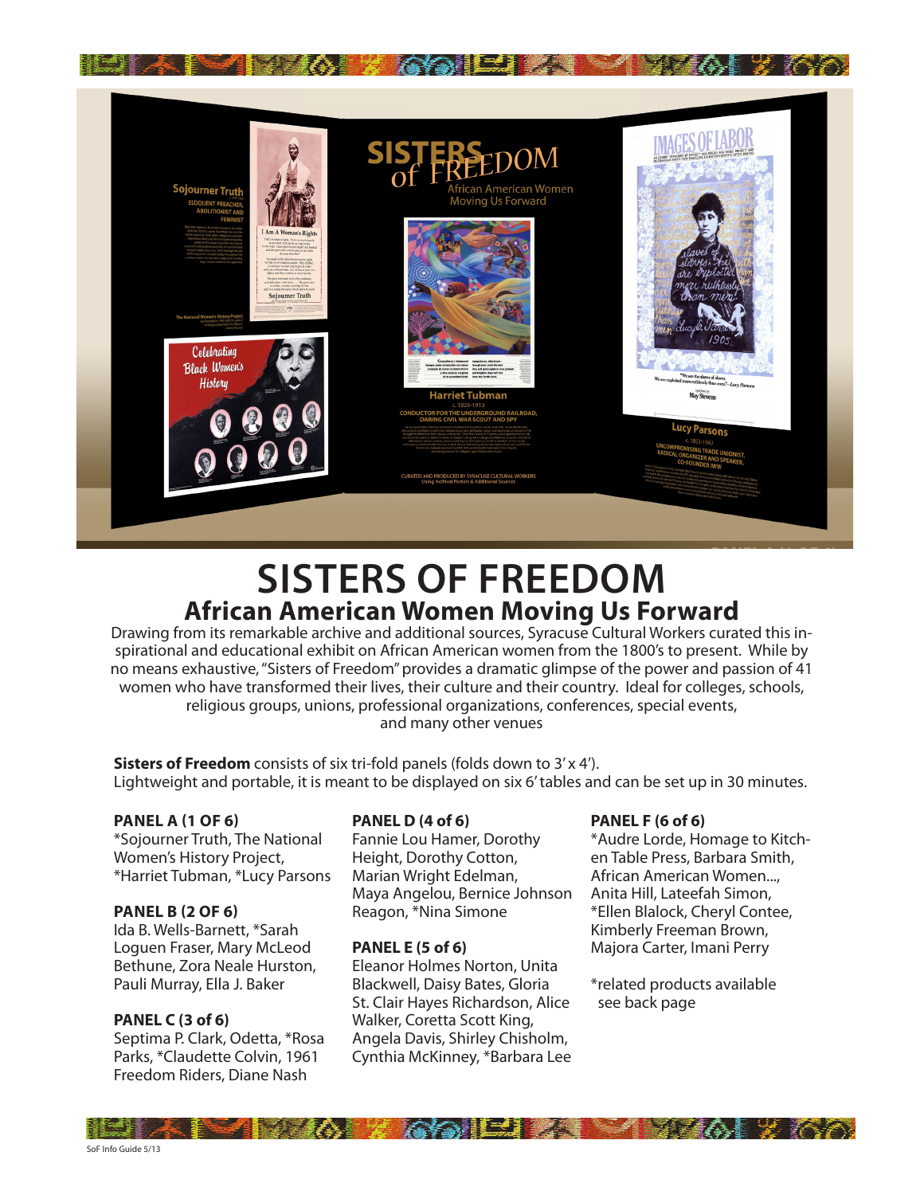# SISTERS OF FREEDOM

## African American Women Moving Us Forward

Drawing from its remarkable archive and additional sources, Syracuse Cultural Workers curated this inspirational and educational exhibit on African American women from the 1800's to present. While by no means exhaustive, "Sisters of Freedom" provides a dramatic glimpse of the power and passion of 41 women who have transformed their lives, their culture and their country. Ideal for colleges, schools, religious groups, unions, professional organizations, conferences, special events, and many other venues

**Sisters of Freedom** consists of six tri-fold panels (folds down to 3' x 4'). Lightweight and portable, it is meant to be displayed on six 6' tables and can be set up in 30 minutes.

**PANEL A (1 OF 6)**
*Sojourner Truth, The National Women's History Project, *Harriet Tubman, *Lucy Parsons

**PANEL B (2 OF 6)**
Ida B. Wells-Barnett, *Sarah Loguen Fraser, Mary McLeod Bethune, Zora Neale Hurston, Pauli Murray, Ella J. Baker

**PANEL C (3 of 6)**
Septima P. Clark, Odetta, *Rosa Parks, *Claudette Colvin, 1961 Freedom Riders, Diane Nash

**PANEL D (4 of 6)**
Fannie Lou Hamer, Dorothy Height, Dorothy Cotton, Marian Wright Edelman, Maya Angelou, Bernice Johnson Reagon, *Nina Simone

**PANEL E (5 of 6)**
Eleanor Holmes Norton, Unita Blackwell, Daisy Bates, Gloria St. Clair Hayes Richardson, Alice Walker, Coretta Scott King, Angela Davis, Shirley Chisholm, Cynthia McKinney, *Barbara Lee

**PANEL F (6 of 6)**
*Audre Lorde, Homage to Kitchen Table Press, Barbara Smith, African American Women..., Anita Hill, Lateefah Simon, *Ellen Blalock, Cheryl Contee, Kimberly Freeman Brown, Majora Carter, Imani Perry

*related products available see back page

SoF Info Guide 5/13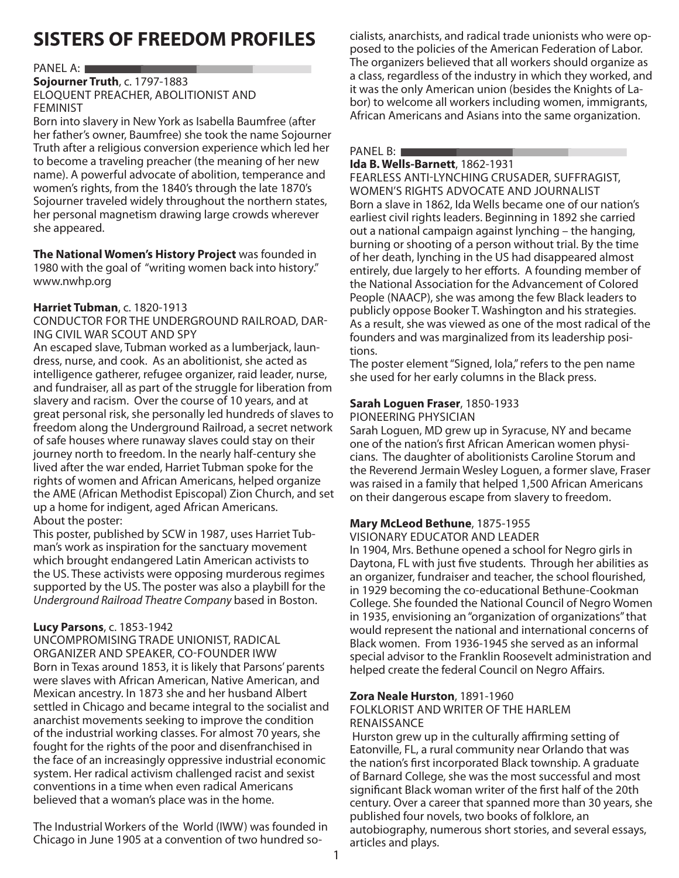# SISTERS OF FREEDOM PROFILES

PANEL A:

**Sojourner Truth**, c. 1797-1883
ELOQUENT PREACHER, ABOLITIONIST AND FEMINIST
Born into slavery in New York as Isabella Baumfree (after her father's owner, Baumfree) she took the name Sojourner Truth after a religious conversion experience which led her to become a traveling preacher (the meaning of her new name). A powerful advocate of abolition, temperance and women's rights, from the 1840's through the late 1870's Sojourner traveled widely throughout the northern states, her personal magnetism drawing large crowds wherever she appeared.

**The National Women's History Project** was founded in 1980 with the goal of "writing women back into history." www.nwhp.org

**Harriet Tubman**, c. 1820-1913
CONDUCTOR FOR THE UNDERGROUND RAILROAD, DARING CIVIL WAR SCOUT AND SPY
An escaped slave, Tubman worked as a lumberjack, laundress, nurse, and cook. As an abolitionist, she acted as intelligence gatherer, refugee organizer, raid leader, nurse, and fundraiser, all as part of the struggle for liberation from slavery and racism. Over the course of 10 years, and at great personal risk, she personally led hundreds of slaves to freedom along the Underground Railroad, a secret network of safe houses where runaway slaves could stay on their journey north to freedom. In the nearly half-century she lived after the war ended, Harriet Tubman spoke for the rights of women and African Americans, helped organize the AME (African Methodist Episcopal) Zion Church, and set up a home for indigent, aged African Americans.
About the poster:
This poster, published by SCW in 1987, uses Harriet Tubman's work as inspiration for the sanctuary movement which brought endangered Latin American activists to the US. These activists were opposing murderous regimes supported by the US. The poster was also a playbill for the *Underground Railroad Theatre Company* based in Boston.

**Lucy Parsons**, c. 1853-1942
UNCOMPROMISING TRADE UNIONIST, RADICAL ORGANIZER AND SPEAKER, CO-FOUNDER IWW
Born in Texas around 1853, it is likely that Parsons' parents were slaves with African American, Native American, and Mexican ancestry. In 1873 she and her husband Albert settled in Chicago and became integral to the socialist and anarchist movements seeking to improve the condition of the industrial working classes. For almost 70 years, she fought for the rights of the poor and disenfranchised in the face of an increasingly oppressive industrial economic system. Her radical activism challenged racist and sexist conventions in a time when even radical Americans believed that a woman's place was in the home.

The Industrial Workers of the World (IWW) was founded in Chicago in June 1905 at a convention of two hundred socialists, anarchists, and radical trade unionists who were opposed to the policies of the American Federation of Labor. The organizers believed that all workers should organize as a class, regardless of the industry in which they worked, and it was the only American union (besides the Knights of Labor) to welcome all workers including women, immigrants, African Americans and Asians into the same organization.

PANEL B:

**Ida B. Wells-Barnett**, 1862-1931
FEARLESS ANTI-LYNCHING CRUSADER, SUFFRAGIST, WOMEN'S RIGHTS ADVOCATE AND JOURNALIST
Born a slave in 1862, Ida Wells became one of our nation's earliest civil rights leaders. Beginning in 1892 she carried out a national campaign against lynching – the hanging, burning or shooting of a person without trial. By the time of her death, lynching in the US had disappeared almost entirely, due largely to her efforts. A founding member of the National Association for the Advancement of Colored People (NAACP), she was among the few Black leaders to publicly oppose Booker T. Washington and his strategies. As a result, she was viewed as one of the most radical of the founders and was marginalized from its leadership positions.
The poster element "Signed, Iola," refers to the pen name she used for her early columns in the Black press.

**Sarah Loguen Fraser**, 1850-1933
PIONEERING PHYSICIAN
Sarah Loguen, MD grew up in Syracuse, NY and became one of the nation's first African American women physicians. The daughter of abolitionists Caroline Storum and the Reverend Jermain Wesley Loguen, a former slave, Fraser was raised in a family that helped 1,500 African Americans on their dangerous escape from slavery to freedom.

**Mary McLeod Bethune**, 1875-1955
VISIONARY EDUCATOR AND LEADER
In 1904, Mrs. Bethune opened a school for Negro girls in Daytona, FL with just five students. Through her abilities as an organizer, fundraiser and teacher, the school flourished, in 1929 becoming the co-educational Bethune-Cookman College. She founded the National Council of Negro Women in 1935, envisioning an "organization of organizations" that would represent the national and international concerns of Black women. From 1936-1945 she served as an informal special advisor to the Franklin Roosevelt administration and helped create the federal Council on Negro Affairs.

**Zora Neale Hurston**, 1891-1960
FOLKLORIST AND WRITER OF THE HARLEM RENAISSANCE
Hurston grew up in the culturally affirming setting of Eatonville, FL, a rural community near Orlando that was the nation's first incorporated Black township. A graduate of Barnard College, she was the most successful and most significant Black woman writer of the first half of the 20th century. Over a career that spanned more than 30 years, she published four novels, two books of folklore, an autobiography, numerous short stories, and several essays, articles and plays.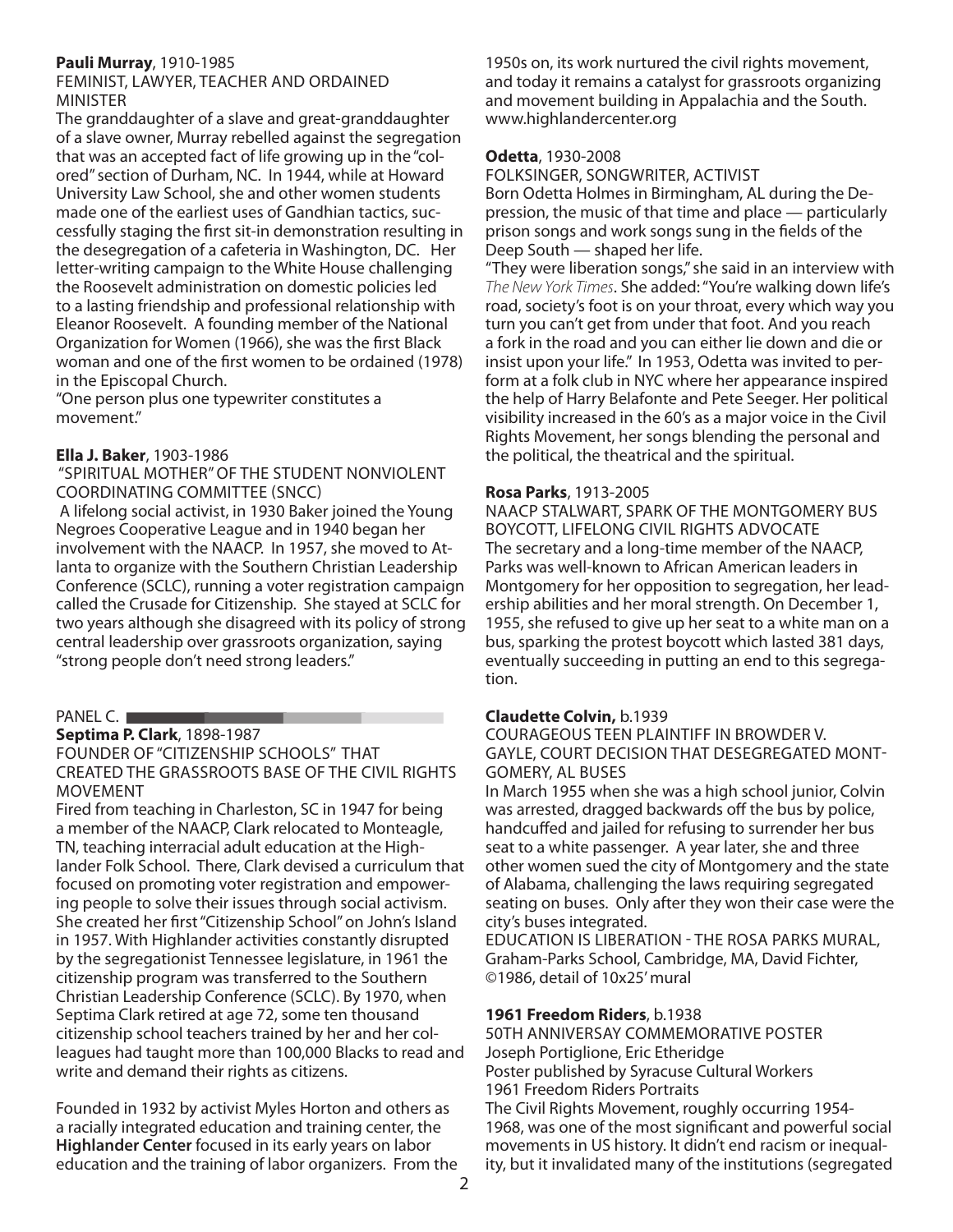**Pauli Murray**, 1910-1985

FEMINIST, LAWYER, TEACHER AND ORDAINED MINISTER

The granddaughter of a slave and great-granddaughter of a slave owner, Murray rebelled against the segregation that was an accepted fact of life growing up in the "colored" section of Durham, NC. In 1944, while at Howard University Law School, she and other women students made one of the earliest uses of Gandhian tactics, successfully staging the first sit-in demonstration resulting in the desegregation of a cafeteria in Washington, DC. Her letter-writing campaign to the White House challenging the Roosevelt administration on domestic policies led to a lasting friendship and professional relationship with Eleanor Roosevelt. A founding member of the National Organization for Women (1966), she was the first Black woman and one of the first women to be ordained (1978) in the Episcopal Church.

"One person plus one typewriter constitutes a movement."

**Ella J. Baker**, 1903-1986

"SPIRITUAL MOTHER" OF THE STUDENT NONVIOLENT COORDINATING COMMITTEE (SNCC)

A lifelong social activist, in 1930 Baker joined the Young Negroes Cooperative League and in 1940 began her involvement with the NAACP. In 1957, she moved to Atlanta to organize with the Southern Christian Leadership Conference (SCLC), running a voter registration campaign called the Crusade for Citizenship. She stayed at SCLC for two years although she disagreed with its policy of strong central leadership over grassroots organization, saying "strong people don't need strong leaders."

PANEL C.

**Septima P. Clark**, 1898-1987

FOUNDER OF "CITIZENSHIP SCHOOLS" THAT CREATED THE GRASSROOTS BASE OF THE CIVIL RIGHTS MOVEMENT

Fired from teaching in Charleston, SC in 1947 for being a member of the NAACP, Clark relocated to Monteagle, TN, teaching interracial adult education at the Highlander Folk School. There, Clark devised a curriculum that focused on promoting voter registration and empowering people to solve their issues through social activism. She created her first "Citizenship School" on John's Island in 1957. With Highlander activities constantly disrupted by the segregationist Tennessee legislature, in 1961 the citizenship program was transferred to the Southern Christian Leadership Conference (SCLC). By 1970, when Septima Clark retired at age 72, some ten thousand citizenship school teachers trained by her and her colleagues had taught more than 100,000 Blacks to read and write and demand their rights as citizens.

Founded in 1932 by activist Myles Horton and others as a racially integrated education and training center, the **Highlander Center** focused in its early years on labor education and the training of labor organizers. From the 1950s on, its work nurtured the civil rights movement, and today it remains a catalyst for grassroots organizing and movement building in Appalachia and the South. www.highlandercenter.org

**Odetta**, 1930-2008

FOLKSINGER, SONGWRITER, ACTIVIST

Born Odetta Holmes in Birmingham, AL during the Depression, the music of that time and place — particularly prison songs and work songs sung in the fields of the Deep South — shaped her life.

"They were liberation songs," she said in an interview with *The New York Times*. She added: "You're walking down life's road, society's foot is on your throat, every which way you turn you can't get from under that foot. And you reach a fork in the road and you can either lie down and die or insist upon your life." In 1953, Odetta was invited to perform at a folk club in NYC where her appearance inspired the help of Harry Belafonte and Pete Seeger. Her political visibility increased in the 60's as a major voice in the Civil Rights Movement, her songs blending the personal and the political, the theatrical and the spiritual.

**Rosa Parks**, 1913-2005

NAACP STALWART, SPARK OF THE MONTGOMERY BUS BOYCOTT, LIFELONG CIVIL RIGHTS ADVOCATE

The secretary and a long-time member of the NAACP, Parks was well-known to African American leaders in Montgomery for her opposition to segregation, her leadership abilities and her moral strength. On December 1, 1955, she refused to give up her seat to a white man on a bus, sparking the protest boycott which lasted 381 days, eventually succeeding in putting an end to this segregation.

**Claudette Colvin,** b.1939

COURAGEOUS TEEN PLAINTIFF IN BROWDER V. GAYLE, COURT DECISION THAT DESEGREGATED MONTGOMERY, AL BUSES

In March 1955 when she was a high school junior, Colvin was arrested, dragged backwards off the bus by police, handcuffed and jailed for refusing to surrender her bus seat to a white passenger. A year later, she and three other women sued the city of Montgomery and the state of Alabama, challenging the laws requiring segregated seating on buses. Only after they won their case were the city's buses integrated.

EDUCATION IS LIBERATION - THE ROSA PARKS MURAL, Graham-Parks School, Cambridge, MA, David Fichter, ©1986, detail of 10x25' mural

**1961 Freedom Riders**, b.1938

50TH ANNIVERSAY COMMEMORATIVE POSTER

Joseph Portiglione, Eric Etheridge

Poster published by Syracuse Cultural Workers

1961 Freedom Riders Portraits

The Civil Rights Movement, roughly occurring 1954-1968, was one of the most significant and powerful social movements in US history. It didn't end racism or inequality, but it invalidated many of the institutions (segregated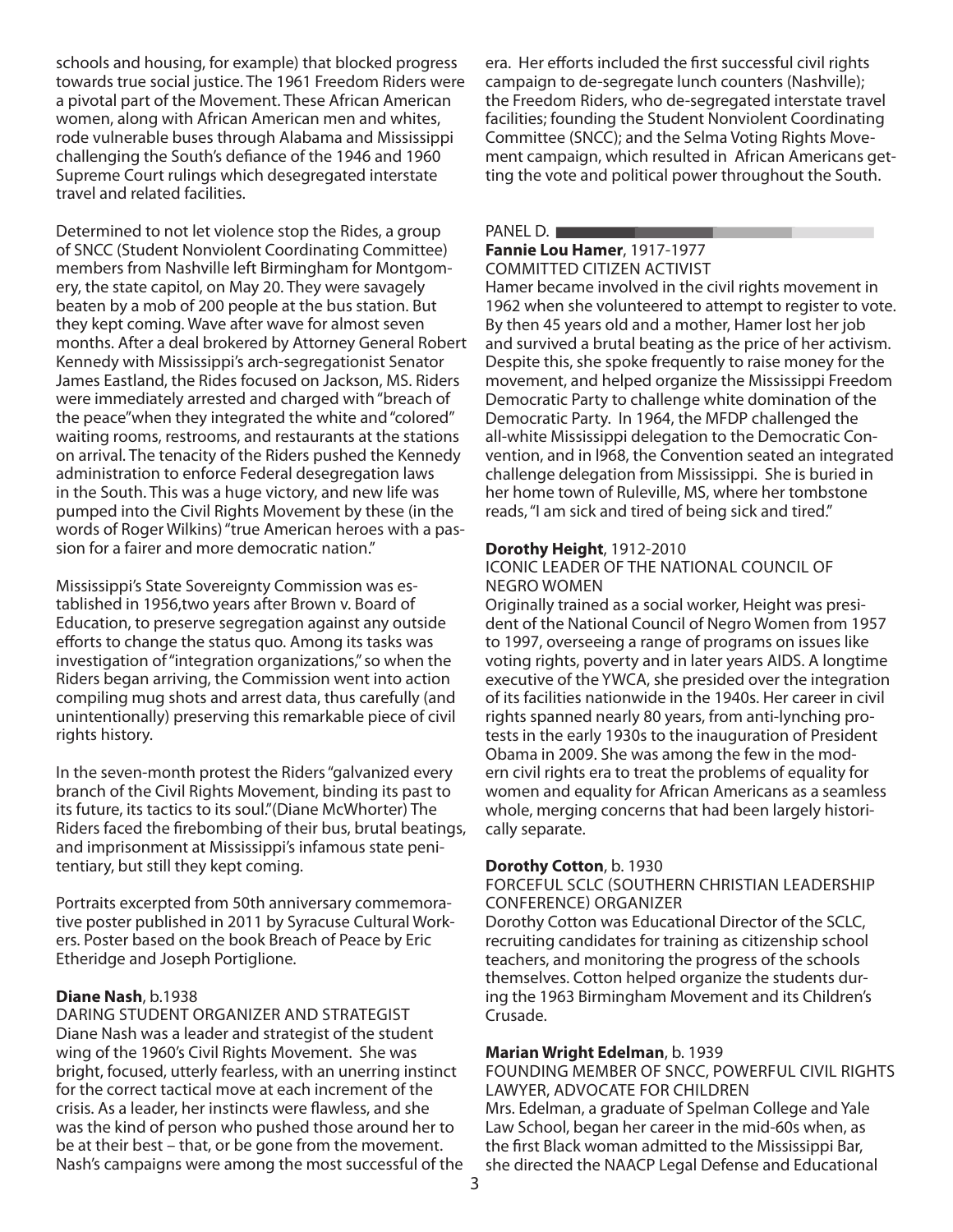schools and housing, for example) that blocked progress towards true social justice. The 1961 Freedom Riders were a pivotal part of the Movement. These African American women, along with African American men and whites, rode vulnerable buses through Alabama and Mississippi challenging the South's defiance of the 1946 and 1960 Supreme Court rulings which desegregated interstate travel and related facilities.

Determined to not let violence stop the Rides, a group of SNCC (Student Nonviolent Coordinating Committee) members from Nashville left Birmingham for Montgomery, the state capitol, on May 20. They were savagely beaten by a mob of 200 people at the bus station. But they kept coming. Wave after wave for almost seven months. After a deal brokered by Attorney General Robert Kennedy with Mississippi's arch-segregationist Senator James Eastland, the Rides focused on Jackson, MS. Riders were immediately arrested and charged with "breach of the peace"when they integrated the white and "colored" waiting rooms, restrooms, and restaurants at the stations on arrival. The tenacity of the Riders pushed the Kennedy administration to enforce Federal desegregation laws in the South. This was a huge victory, and new life was pumped into the Civil Rights Movement by these (in the words of Roger Wilkins) "true American heroes with a passion for a fairer and more democratic nation."

Mississippi's State Sovereignty Commission was established in 1956,two years after Brown v. Board of Education, to preserve segregation against any outside efforts to change the status quo. Among its tasks was investigation of "integration organizations," so when the Riders began arriving, the Commission went into action compiling mug shots and arrest data, thus carefully (and unintentionally) preserving this remarkable piece of civil rights history.

In the seven-month protest the Riders "galvanized every branch of the Civil Rights Movement, binding its past to its future, its tactics to its soul."(Diane McWhorter) The Riders faced the firebombing of their bus, brutal beatings, and imprisonment at Mississippi's infamous state penitentiary, but still they kept coming.

Portraits excerpted from 50th anniversary commemorative poster published in 2011 by Syracuse Cultural Workers. Poster based on the book Breach of Peace by Eric Etheridge and Joseph Portiglione.

**Diane Nash**, b.1938
DARING STUDENT ORGANIZER AND STRATEGIST
Diane Nash was a leader and strategist of the student wing of the 1960's Civil Rights Movement. She was bright, focused, utterly fearless, with an unerring instinct for the correct tactical move at each increment of the crisis. As a leader, her instincts were flawless, and she was the kind of person who pushed those around her to be at their best – that, or be gone from the movement. Nash's campaigns were among the most successful of the era. Her efforts included the first successful civil rights campaign to de-segregate lunch counters (Nashville); the Freedom Riders, who de-segregated interstate travel facilities; founding the Student Nonviolent Coordinating Committee (SNCC); and the Selma Voting Rights Movement campaign, which resulted in African Americans getting the vote and political power throughout the South.

PANEL D.

**Fannie Lou Hamer**, 1917-1977
COMMITTED CITIZEN ACTIVIST
Hamer became involved in the civil rights movement in 1962 when she volunteered to attempt to register to vote. By then 45 years old and a mother, Hamer lost her job and survived a brutal beating as the price of her activism. Despite this, she spoke frequently to raise money for the movement, and helped organize the Mississippi Freedom Democratic Party to challenge white domination of the Democratic Party. In 1964, the MFDP challenged the all-white Mississippi delegation to the Democratic Convention, and in l968, the Convention seated an integrated challenge delegation from Mississippi. She is buried in her home town of Ruleville, MS, where her tombstone reads, "I am sick and tired of being sick and tired."

**Dorothy Height**, 1912-2010
ICONIC LEADER OF THE NATIONAL COUNCIL OF NEGRO WOMEN
Originally trained as a social worker, Height was president of the National Council of Negro Women from 1957 to 1997, overseeing a range of programs on issues like voting rights, poverty and in later years AIDS. A longtime executive of the YWCA, she presided over the integration of its facilities nationwide in the 1940s. Her career in civil rights spanned nearly 80 years, from anti-lynching protests in the early 1930s to the inauguration of President Obama in 2009. She was among the few in the modern civil rights era to treat the problems of equality for women and equality for African Americans as a seamless whole, merging concerns that had been largely historically separate.

**Dorothy Cotton**, b. 1930
FORCEFUL SCLC (SOUTHERN CHRISTIAN LEADERSHIP CONFERENCE) ORGANIZER
Dorothy Cotton was Educational Director of the SCLC, recruiting candidates for training as citizenship school teachers, and monitoring the progress of the schools themselves. Cotton helped organize the students during the 1963 Birmingham Movement and its Children's Crusade.

**Marian Wright Edelman**, b. 1939
FOUNDING MEMBER OF SNCC, POWERFUL CIVIL RIGHTS LAWYER, ADVOCATE FOR CHILDREN
Mrs. Edelman, a graduate of Spelman College and Yale Law School, began her career in the mid-60s when, as the first Black woman admitted to the Mississippi Bar, she directed the NAACP Legal Defense and Educational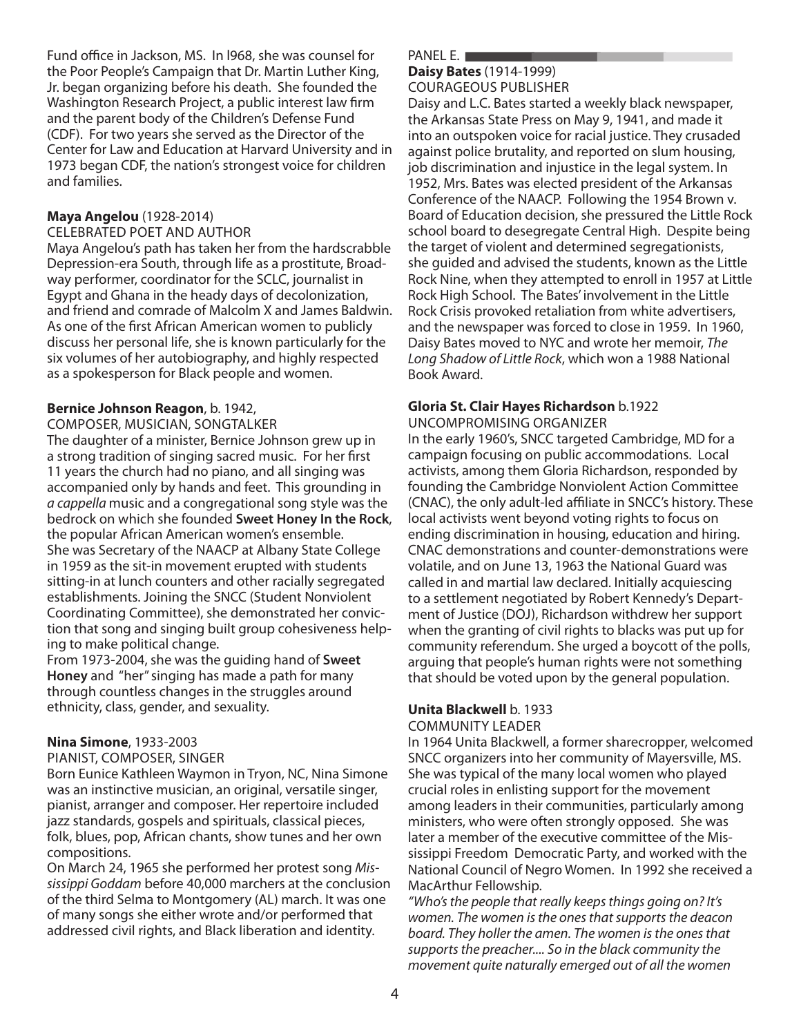Fund office in Jackson, MS. In l968, she was counsel for the Poor People's Campaign that Dr. Martin Luther King, Jr. began organizing before his death. She founded the Washington Research Project, a public interest law firm and the parent body of the Children's Defense Fund (CDF). For two years she served as the Director of the Center for Law and Education at Harvard University and in 1973 began CDF, the nation's strongest voice for children and families.

**Maya Angelou** (1928-2014)
CELEBRATED POET AND AUTHOR
Maya Angelou's path has taken her from the hardscrabble Depression-era South, through life as a prostitute, Broadway performer, coordinator for the SCLC, journalist in Egypt and Ghana in the heady days of decolonization, and friend and comrade of Malcolm X and James Baldwin. As one of the first African American women to publicly discuss her personal life, she is known particularly for the six volumes of her autobiography, and highly respected as a spokesperson for Black people and women.

**Bernice Johnson Reagon**, b. 1942,
COMPOSER, MUSICIAN, SONGTALKER
The daughter of a minister, Bernice Johnson grew up in a strong tradition of singing sacred music. For her first 11 years the church had no piano, and all singing was accompanied only by hands and feet. This grounding in *a cappella* music and a congregational song style was the bedrock on which she founded **Sweet Honey In the Rock**, the popular African American women's ensemble. She was Secretary of the NAACP at Albany State College in 1959 as the sit-in movement erupted with students sitting-in at lunch counters and other racially segregated establishments. Joining the SNCC (Student Nonviolent Coordinating Committee), she demonstrated her conviction that song and singing built group cohesiveness helping to make political change.
From 1973-2004, she was the guiding hand of **Sweet Honey** and "her" singing has made a path for many through countless changes in the struggles around ethnicity, class, gender, and sexuality.

**Nina Simone**, 1933-2003
PIANIST, COMPOSER, SINGER
Born Eunice Kathleen Waymon in Tryon, NC, Nina Simone was an instinctive musician, an original, versatile singer, pianist, arranger and composer. Her repertoire included jazz standards, gospels and spirituals, classical pieces, folk, blues, pop, African chants, show tunes and her own compositions.
On March 24, 1965 she performed her protest song *Mississippi Goddam* before 40,000 marchers at the conclusion of the third Selma to Montgomery (AL) march. It was one of many songs she either wrote and/or performed that addressed civil rights, and Black liberation and identity.

PANEL E.

**Daisy Bates** (1914-1999)
COURAGEOUS PUBLISHER
Daisy and L.C. Bates started a weekly black newspaper, the Arkansas State Press on May 9, 1941, and made it into an outspoken voice for racial justice. They crusaded against police brutality, and reported on slum housing, job discrimination and injustice in the legal system. In 1952, Mrs. Bates was elected president of the Arkansas Conference of the NAACP. Following the 1954 Brown v. Board of Education decision, she pressured the Little Rock school board to desegregate Central High. Despite being the target of violent and determined segregationists, she guided and advised the students, known as the Little Rock Nine, when they attempted to enroll in 1957 at Little Rock High School. The Bates' involvement in the Little Rock Crisis provoked retaliation from white advertisers, and the newspaper was forced to close in 1959. In 1960, Daisy Bates moved to NYC and wrote her memoir, *The Long Shadow of Little Rock*, which won a 1988 National Book Award.

**Gloria St. Clair Hayes Richardson** b.1922
UNCOMPROMISING ORGANIZER
In the early 1960's, SNCC targeted Cambridge, MD for a campaign focusing on public accommodations. Local activists, among them Gloria Richardson, responded by founding the Cambridge Nonviolent Action Committee (CNAC), the only adult-led affiliate in SNCC's history. These local activists went beyond voting rights to focus on ending discrimination in housing, education and hiring. CNAC demonstrations and counter-demonstrations were volatile, and on June 13, 1963 the National Guard was called in and martial law declared. Initially acquiescing to a settlement negotiated by Robert Kennedy's Department of Justice (DOJ), Richardson withdrew her support when the granting of civil rights to blacks was put up for community referendum. She urged a boycott of the polls, arguing that people's human rights were not something that should be voted upon by the general population.

**Unita Blackwell** b. 1933
COMMUNITY LEADER
In 1964 Unita Blackwell, a former sharecropper, welcomed SNCC organizers into her community of Mayersville, MS. She was typical of the many local women who played crucial roles in enlisting support for the movement among leaders in their communities, particularly among ministers, who were often strongly opposed. She was later a member of the executive committee of the Mississippi Freedom Democratic Party, and worked with the National Council of Negro Women. In 1992 she received a MacArthur Fellowship.
*"Who's the people that really keeps things going on? It's women. The women is the ones that supports the deacon board. They holler the amen. The women is the ones that supports the preacher.... So in the black community the movement quite naturally emerged out of all the women*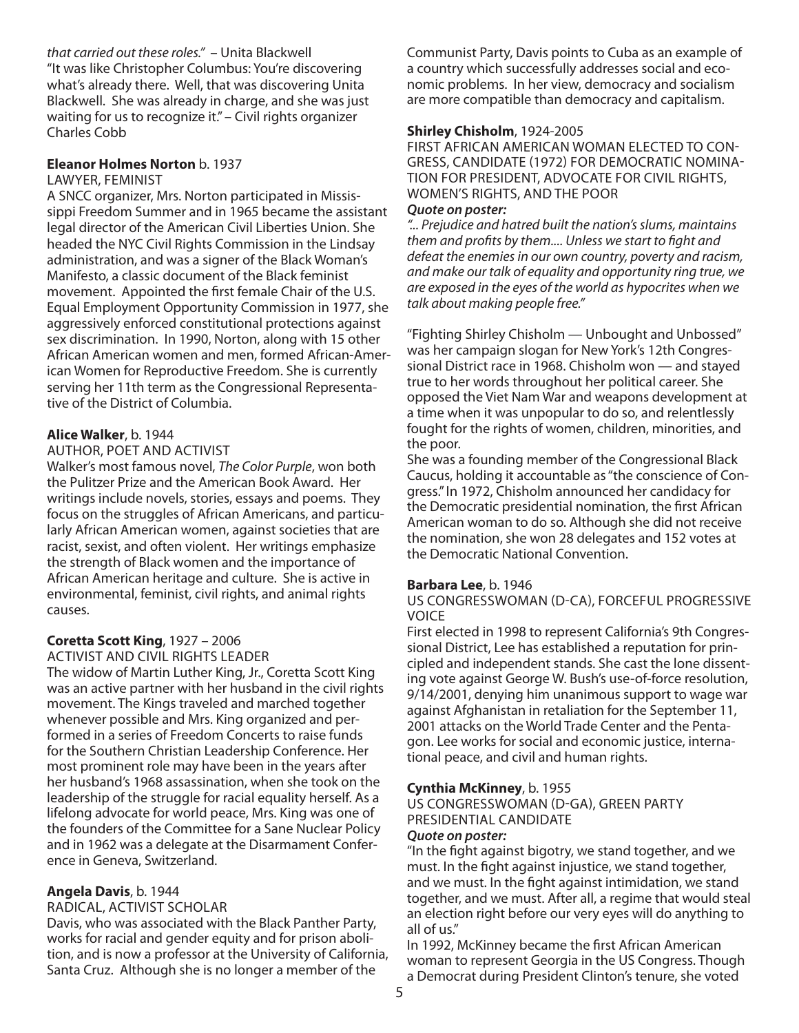*that carried out these roles."* – Unita Blackwell
"It was like Christopher Columbus: You're discovering what's already there. Well, that was discovering Unita Blackwell. She was already in charge, and she was just waiting for us to recognize it." – Civil rights organizer Charles Cobb

**Eleanor Holmes Norton** b. 1937
LAWYER, FEMINIST
A SNCC organizer, Mrs. Norton participated in Mississippi Freedom Summer and in 1965 became the assistant legal director of the American Civil Liberties Union. She headed the NYC Civil Rights Commission in the Lindsay administration, and was a signer of the Black Woman's Manifesto, a classic document of the Black feminist movement. Appointed the first female Chair of the U.S. Equal Employment Opportunity Commission in 1977, she aggressively enforced constitutional protections against sex discrimination. In 1990, Norton, along with 15 other African American women and men, formed African-American Women for Reproductive Freedom. She is currently serving her 11th term as the Congressional Representative of the District of Columbia.

**Alice Walker**, b. 1944
AUTHOR, POET AND ACTIVIST
Walker's most famous novel, *The Color Purple*, won both the Pulitzer Prize and the American Book Award. Her writings include novels, stories, essays and poems. They focus on the struggles of African Americans, and particularly African American women, against societies that are racist, sexist, and often violent. Her writings emphasize the strength of Black women and the importance of African American heritage and culture. She is active in environmental, feminist, civil rights, and animal rights causes.

**Coretta Scott King**, 1927 – 2006
ACTIVIST AND CIVIL RIGHTS LEADER
The widow of Martin Luther King, Jr., Coretta Scott King was an active partner with her husband in the civil rights movement. The Kings traveled and marched together whenever possible and Mrs. King organized and performed in a series of Freedom Concerts to raise funds for the Southern Christian Leadership Conference. Her most prominent role may have been in the years after her husband's 1968 assassination, when she took on the leadership of the struggle for racial equality herself. As a lifelong advocate for world peace, Mrs. King was one of the founders of the Committee for a Sane Nuclear Policy and in 1962 was a delegate at the Disarmament Conference in Geneva, Switzerland.

**Angela Davis**, b. 1944
RADICAL, ACTIVIST SCHOLAR
Davis, who was associated with the Black Panther Party, works for racial and gender equity and for prison abolition, and is now a professor at the University of California, Santa Cruz. Although she is no longer a member of the Communist Party, Davis points to Cuba as an example of a country which successfully addresses social and economic problems. In her view, democracy and socialism are more compatible than democracy and capitalism.

**Shirley Chisholm**, 1924-2005
FIRST AFRICAN AMERICAN WOMAN ELECTED TO CONGRESS, CANDIDATE (1972) FOR DEMOCRATIC NOMINATION FOR PRESIDENT, ADVOCATE FOR CIVIL RIGHTS, WOMEN'S RIGHTS, AND THE POOR
***Quote on poster:***
*"... Prejudice and hatred built the nation's slums, maintains them and profits by them.... Unless we start to fight and defeat the enemies in our own country, poverty and racism, and make our talk of equality and opportunity ring true, we are exposed in the eyes of the world as hypocrites when we talk about making people free."*

"Fighting Shirley Chisholm — Unbought and Unbossed" was her campaign slogan for New York's 12th Congressional District race in 1968. Chisholm won — and stayed true to her words throughout her political career. She opposed the Viet Nam War and weapons development at a time when it was unpopular to do so, and relentlessly fought for the rights of women, children, minorities, and the poor.
She was a founding member of the Congressional Black Caucus, holding it accountable as "the conscience of Congress." In 1972, Chisholm announced her candidacy for the Democratic presidential nomination, the first African American woman to do so. Although she did not receive the nomination, she won 28 delegates and 152 votes at the Democratic National Convention.

**Barbara Lee**, b. 1946
US CONGRESSWOMAN (D-CA), FORCEFUL PROGRESSIVE VOICE
First elected in 1998 to represent California's 9th Congressional District, Lee has established a reputation for principled and independent stands. She cast the lone dissenting vote against George W. Bush's use-of-force resolution, 9/14/2001, denying him unanimous support to wage war against Afghanistan in retaliation for the September 11, 2001 attacks on the World Trade Center and the Pentagon. Lee works for social and economic justice, international peace, and civil and human rights.

**Cynthia McKinney**, b. 1955
US CONGRESSWOMAN (D-GA), GREEN PARTY PRESIDENTIAL CANDIDATE
***Quote on poster:***
"In the fight against bigotry, we stand together, and we must. In the fight against injustice, we stand together, and we must. In the fight against intimidation, we stand together, and we must. After all, a regime that would steal an election right before our very eyes will do anything to all of us."
In 1992, McKinney became the first African American woman to represent Georgia in the US Congress. Though a Democrat during President Clinton's tenure, she voted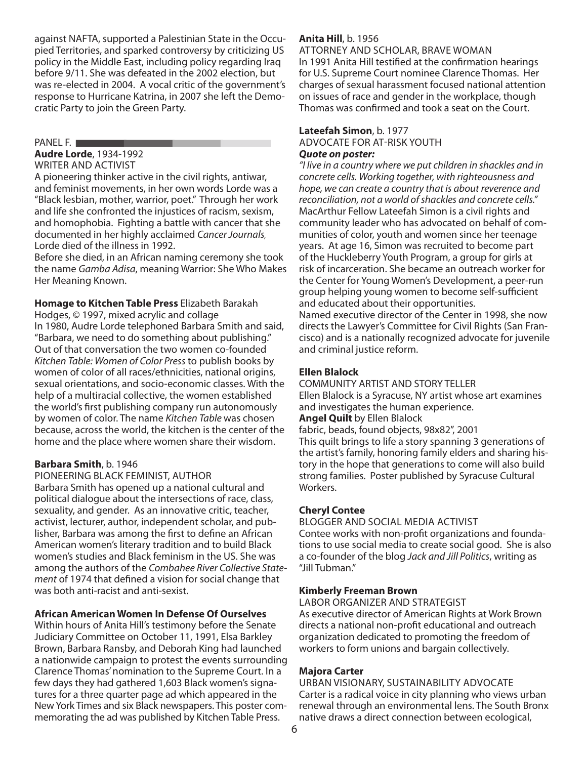against NAFTA, supported a Palestinian State in the Occupied Territories, and sparked controversy by criticizing US policy in the Middle East, including policy regarding Iraq before 9/11. She was defeated in the 2002 election, but was re-elected in 2004. A vocal critic of the government's response to Hurricane Katrina, in 2007 she left the Democratic Party to join the Green Party.

## PANEL F.

**Audre Lorde**, 1934-1992
WRITER AND ACTIVIST
A pioneering thinker active in the civil rights, antiwar, and feminist movements, in her own words Lorde was a "Black lesbian, mother, warrior, poet." Through her work and life she confronted the injustices of racism, sexism, and homophobia. Fighting a battle with cancer that she documented in her highly acclaimed *Cancer Journals,* Lorde died of the illness in 1992.
Before she died, in an African naming ceremony she took the name *Gamba Adisa*, meaning Warrior: She Who Makes Her Meaning Known.

**Homage to Kitchen Table Press** Elizabeth Barakah Hodges, © 1997, mixed acrylic and collage
In 1980, Audre Lorde telephoned Barbara Smith and said, "Barbara, we need to do something about publishing." Out of that conversation the two women co-founded *Kitchen Table: Women of Color Press* to publish books by women of color of all races/ethnicities, national origins, sexual orientations, and socio-economic classes. With the help of a multiracial collective, the women established the world's first publishing company run autonomously by women of color. The name *Kitchen Table* was chosen because, across the world, the kitchen is the center of the home and the place where women share their wisdom.

**Barbara Smith**, b. 1946
PIONEERING BLACK FEMINIST, AUTHOR
Barbara Smith has opened up a national cultural and political dialogue about the intersections of race, class, sexuality, and gender. As an innovative critic, teacher, activist, lecturer, author, independent scholar, and publisher, Barbara was among the first to define an African American women's literary tradition and to build Black women's studies and Black feminism in the US. She was among the authors of the *Combahee River Collective Statement* of 1974 that defined a vision for social change that was both anti-racist and anti-sexist.

**African American Women In Defense Of Ourselves**
Within hours of Anita Hill's testimony before the Senate Judiciary Committee on October 11, 1991, Elsa Barkley Brown, Barbara Ransby, and Deborah King had launched a nationwide campaign to protest the events surrounding Clarence Thomas' nomination to the Supreme Court. In a few days they had gathered 1,603 Black women's signatures for a three quarter page ad which appeared in the New York Times and six Black newspapers. This poster commemorating the ad was published by Kitchen Table Press.

**Anita Hill**, b. 1956
ATTORNEY AND SCHOLAR, BRAVE WOMAN
In 1991 Anita Hill testified at the confirmation hearings for U.S. Supreme Court nominee Clarence Thomas. Her charges of sexual harassment focused national attention on issues of race and gender in the workplace, though Thomas was confirmed and took a seat on the Court.

**Lateefah Simon**, b. 1977
ADVOCATE FOR AT-RISK YOUTH
***Quote on poster:***
*"I live in a country where we put children in shackles and in concrete cells. Working together, with righteousness and hope, we can create a country that is about reverence and reconciliation, not a world of shackles and concrete cells."*
MacArthur Fellow Lateefah Simon is a civil rights and community leader who has advocated on behalf of communities of color, youth and women since her teenage years. At age 16, Simon was recruited to become part of the Huckleberry Youth Program, a group for girls at risk of incarceration. She became an outreach worker for the Center for Young Women's Development, a peer-run group helping young women to become self-sufficient and educated about their opportunities.
Named executive director of the Center in 1998, she now directs the Lawyer's Committee for Civil Rights (San Francisco) and is a nationally recognized advocate for juvenile and criminal justice reform.

**Ellen Blalock**
COMMUNITY ARTIST AND STORY TELLER
Ellen Blalock is a Syracuse, NY artist whose art examines and investigates the human experience.
**Angel Quilt** by Ellen Blalock
fabric, beads, found objects, 98x82", 2001
This quilt brings to life a story spanning 3 generations of the artist's family, honoring family elders and sharing history in the hope that generations to come will also build strong families. Poster published by Syracuse Cultural Workers.

**Cheryl Contee**
BLOGGER AND SOCIAL MEDIA ACTIVIST
Contee works with non-profit organizations and foundations to use social media to create social good. She is also a co-founder of the blog *Jack and Jill Politics*, writing as "Jill Tubman."

**Kimberly Freeman Brown**
LABOR ORGANIZER AND STRATEGIST
As executive director of American Rights at Work Brown directs a national non-profit educational and outreach organization dedicated to promoting the freedom of workers to form unions and bargain collectively.

**Majora Carter**
URBAN VISIONARY, SUSTAINABILITY ADVOCATE
Carter is a radical voice in city planning who views urban renewal through an environmental lens. The South Bronx native draws a direct connection between ecological,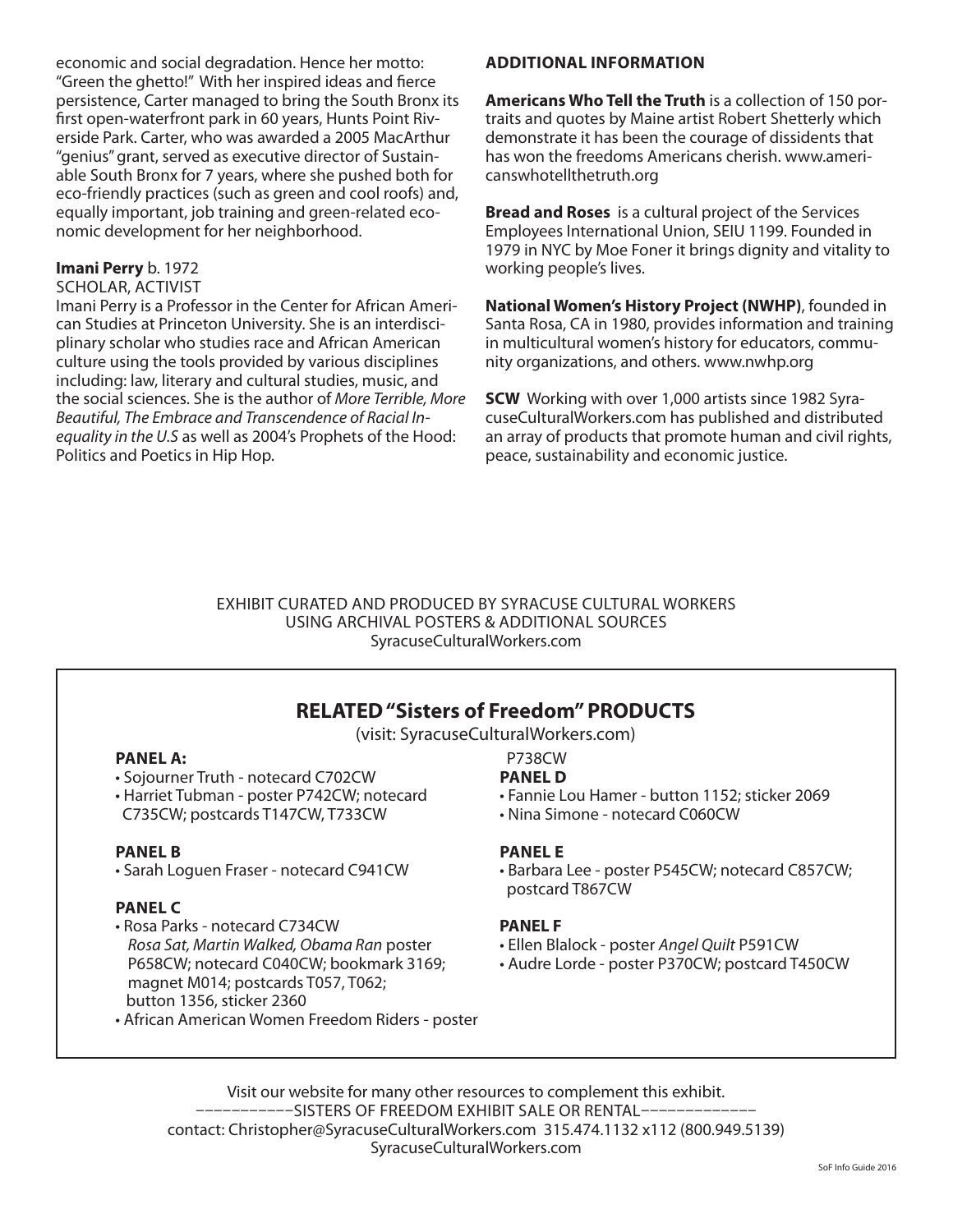economic and social degradation. Hence her motto: "Green the ghetto!" With her inspired ideas and fierce persistence, Carter managed to bring the South Bronx its first open-waterfront park in 60 years, Hunts Point Riverside Park. Carter, who was awarded a 2005 MacArthur "genius" grant, served as executive director of Sustainable South Bronx for 7 years, where she pushed both for eco-friendly practices (such as green and cool roofs) and, equally important, job training and green-related economic development for her neighborhood.

**Imani Perry** b. 1972
SCHOLAR, ACTIVIST
Imani Perry is a Professor in the Center for African American Studies at Princeton University. She is an interdisciplinary scholar who studies race and African American culture using the tools provided by various disciplines including: law, literary and cultural studies, music, and the social sciences. She is the author of *More Terrible, More Beautiful, The Embrace and Transcendence of Racial Inequality in the U.S* as well as 2004's Prophets of the Hood: Politics and Poetics in Hip Hop.

**ADDITIONAL INFORMATION**

**Americans Who Tell the Truth** is a collection of 150 portraits and quotes by Maine artist Robert Shetterly which demonstrate it has been the courage of dissidents that has won the freedoms Americans cherish. www.americanswhotellthetruth.org

**Bread and Roses** is a cultural project of the Services Employees International Union, SEIU 1199. Founded in 1979 in NYC by Moe Foner it brings dignity and vitality to working people's lives.

**National Women's History Project (NWHP)**, founded in Santa Rosa, CA in 1980, provides information and training in multicultural women's history for educators, community organizations, and others. www.nwhp.org

**SCW** Working with over 1,000 artists since 1982 SyracuseCulturalWorkers.com has published and distributed an array of products that promote human and civil rights, peace, sustainability and economic justice.

EXHIBIT CURATED AND PRODUCED BY SYRACUSE CULTURAL WORKERS
USING ARCHIVAL POSTERS & ADDITIONAL SOURCES
SyracuseCulturalWorkers.com

## RELATED "Sisters of Freedom" PRODUCTS

(visit: SyracuseCulturalWorkers.com)

**PANEL A:**
- Sojourner Truth - notecard C702CW
- Harriet Tubman - poster P742CW; notecard C735CW; postcards T147CW, T733CW

**PANEL B**
- Sarah Loguen Fraser - notecard C941CW

**PANEL C**
- Rosa Parks - notecard C734CW
  *Rosa Sat, Martin Walked, Obama Ran* poster P658CW; notecard C040CW; bookmark 3169; magnet M014; postcards T057, T062; button 1356, sticker 2360
- African American Women Freedom Riders - poster P738CW

**PANEL D**
- Fannie Lou Hamer - button 1152; sticker 2069
- Nina Simone - notecard C060CW

**PANEL E**
- Barbara Lee - poster P545CW; notecard C857CW; postcard T867CW

**PANEL F**
- Ellen Blalock - poster *Angel Quilt* P591CW
- Audre Lorde - poster P370CW; postcard T450CW

Visit our website for many other resources to complement this exhibit.
———————SISTERS OF FREEDOM EXHIBIT SALE OR RENTAL———————
contact: Christopher@SyracuseCulturalWorkers.com 315.474.1132 x112 (800.949.5139)
SyracuseCulturalWorkers.com

SoF Info Guide 2016